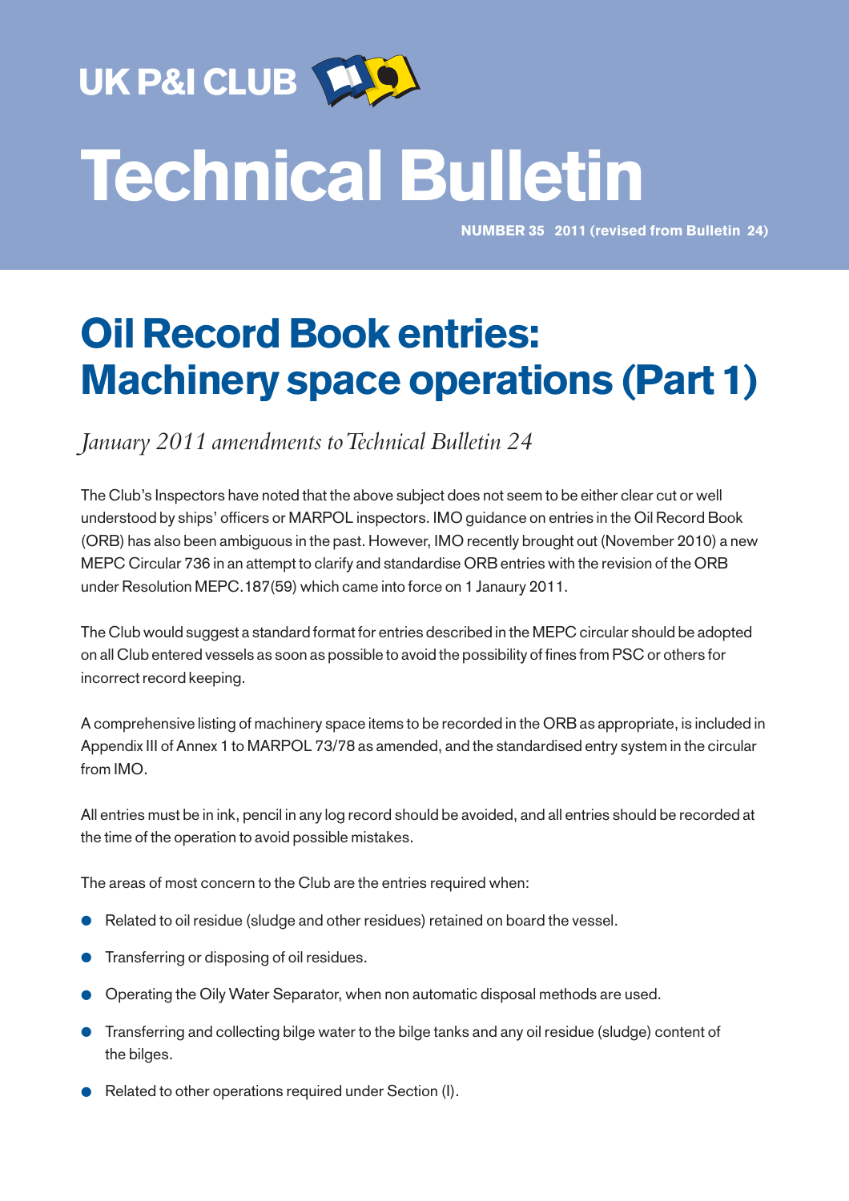UK P&I CLUB

# Technical Bulletin

**NUMBER 35 2011 (revised from Bulletin 24)**

## Oil Record Book entries: Machinery space operations (Part 1)

*January 2011 amendments to Technical Bulletin 24*

The Club's Inspectors have noted that the above subject does not seem to be either clear cut or well understood by ships' officers or MARPOL inspectors. IMO guidance on entries in the Oil Record Book (ORB) has also been ambiguous in the past. However, IMO recently brought out (November 2010) a new MEPC Circular 736 in an attempt to clarify and standardise ORB entries with the revision of the ORB under Resolution MEPC.187(59) which came into force on 1 Janaury 2011.

The Club would suggest a standard format for entries described in the MEPC circular should be adopted on all Club entered vessels as soon as possible to avoid the possibility of fines from PSC or others for incorrect record keeping.

A comprehensive listing of machinery space items to be recorded in the ORB as appropriate, is included in Appendix III of Annex 1 to MARPOL 73/78 as amended, and the standardised entry system in the circular from IMO.

All entries must be in ink, pencil in any log record should be avoided, and all entries should be recorded at the time of the operation to avoid possible mistakes.

The areas of most concern to the Club are the entries required when:

- Related to oil residue (sludge and other residues) retained on board the vessel.
- Transferring or disposing of oil residues.
- Operating the Oily Water Separator, when non automatic disposal methods are used.
- Transferring and collecting bilge water to the bilge tanks and any oil residue (sludge) content of the bilges.
- Related to other operations required under Section (I).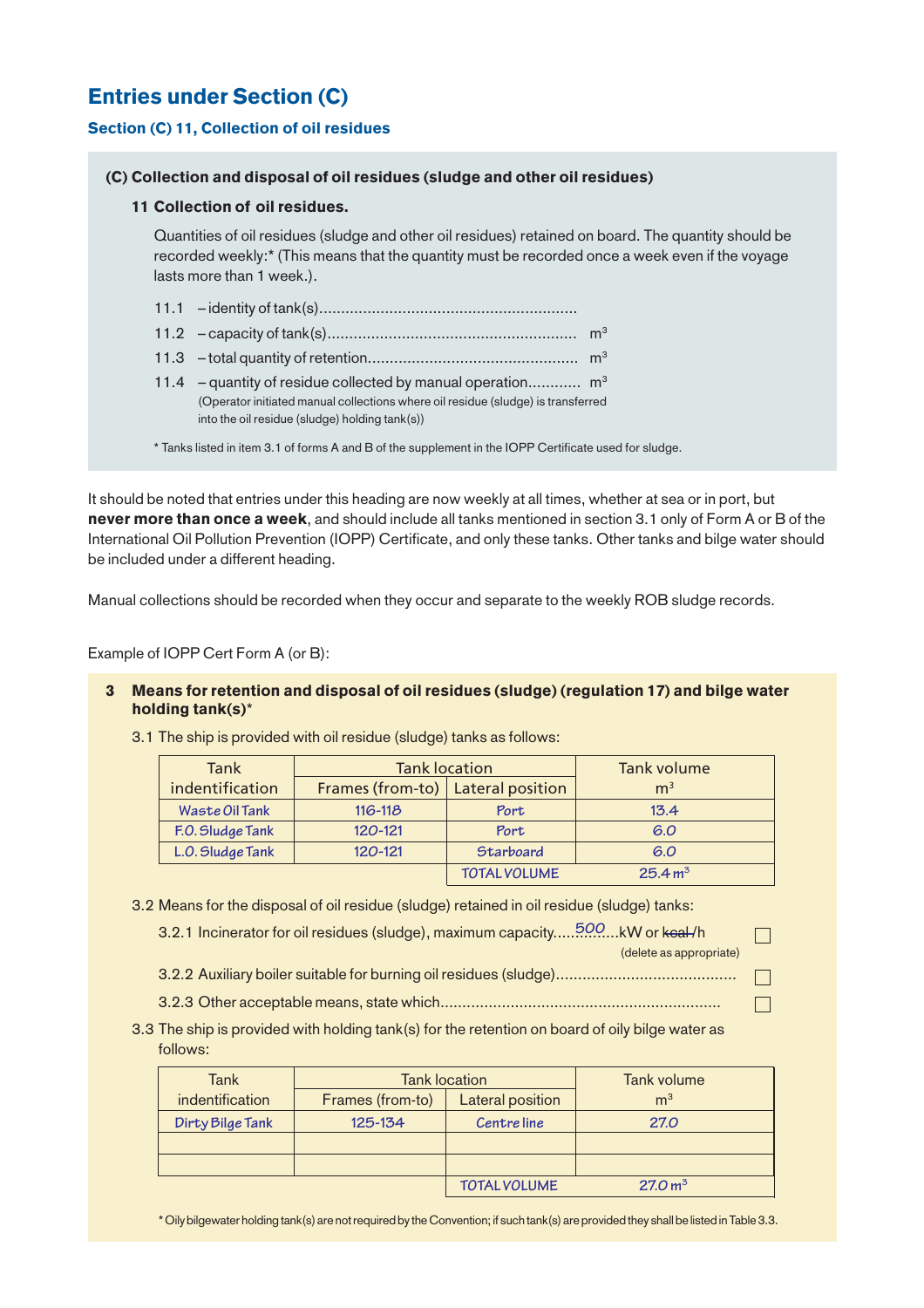## Entries under Section (C)

### Section (C) 11, Collection of oil residues

**(C) Collection and disposal of oil residues (sludge and other oil residues)**

**11 Collection of oil residues.**

Quantities of oil residues (sludge and other oil residues) retained on board. The quantity should be recorded weekly:* (This means that the quantity must be recorded once a week even if the voyage lasts more than 1 week.).

11.1 – identity of tank(s)..........................................................

11.2 – capacity of tank(s)........................................................ $m^3$

11.3 – total quantity of retention............................................... $m^3$

11.4 – quantity of residue collected by manual operation............ $m^3$
(Operator initiated manual collections where oil residue (sludge) is transferred into the oil residue (sludge) holding tank(s))

\* Tanks listed in item 3.1 of forms A and B of the supplement in the IOPP Certificate used for sludge.

It should be noted that entries under this heading are now weekly at all times, whether at sea or in port, but **never more than once a week**, and should include all tanks mentioned in section 3.1 only of Form A or B of the International Oil Pollution Prevention (IOPP) Certificate, and only these tanks. Other tanks and bilge water should be included under a different heading.

Manual collections should be recorded when they occur and separate to the weekly ROB sludge records.

Example of IOPP Cert Form A (or B):

**3 Means for retention and disposal of oil residues (sludge) (regulation 17) and bilge water holding tank(s)***

3.1 The ship is provided with oil residue (sludge) tanks as follows:

| Tank indentification | Tank location | | Tank volume $m^3$ |
|---|---|---|---|
| | Frames (from-to) | Lateral position | |
| Waste Oil Tank | 116-118 | Port | 13.4 |
| F.O. Sludge Tank | 120-121 | Port | 6.0 |
| L.O. Sludge Tank | 120-121 | Starboard | 6.0 |
| | | TOTAL VOLUME | 25.4 $m^3$ |

3.2 Means for the disposal of oil residue (sludge) retained in oil residue (sludge) tanks:

3.2.1 Incinerator for oil residues (sludge), maximum capacity.....500.....kW or ~~kcal~~/h (delete as appropriate) ☐

3.2.2 Auxiliary boiler suitable for burning oil residues (sludge)........................................ ☐

3.2.3 Other acceptable means, state which.............................................................. ☐

3.3 The ship is provided with holding tank(s) for the retention on board of oily bilge water as follows:

| Tank indentification | Tank location | | Tank volume $m^3$ |
|---|---|---|---|
| | Frames (from-to) | Lateral position | |
| Dirty Bilge Tank | 125-134 | Centre line | 27.0 |
| | | | |
| | | | |
| | | TOTAL VOLUME | 27.0 $m^3$ |

\* Oily bilgewater holding tank(s) are not required by the Convention; if such tank(s) are provided they shall be listed in Table 3.3.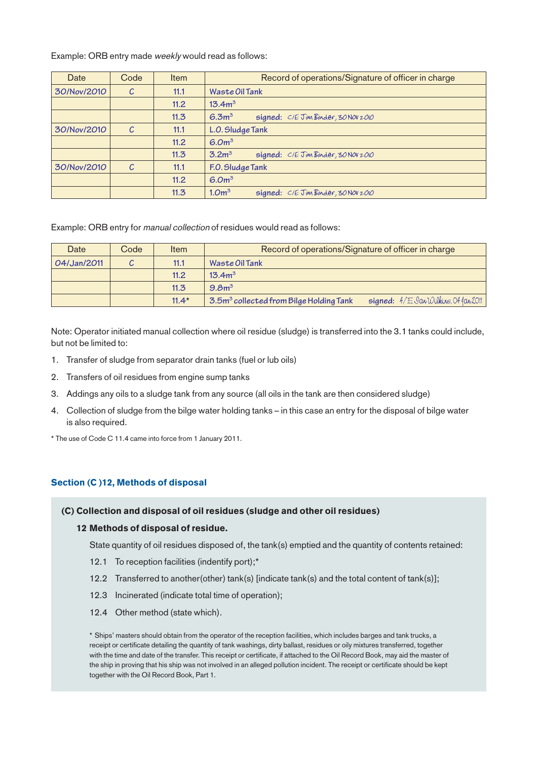Example: ORB entry made *weekly* would read as follows:

| Date | Code | Item | Record of operations/Signature of officer in charge |
|---|---|---|---|
| 30/Nov/2010 | C | 11.1 | Waste Oil Tank |
| | | 11.2 | 13.4m³ |
| | | 11.3 | 6.3m³ signed: C/E Jim Binder, 30 Nov 2010 |
| 30/Nov/2010 | C | 11.1 | L.O. Sludge Tank |
| | | 11.2 | 6.0m³ |
| | | 11.3 | 3.2m³ signed: C/E Jim Binder, 30 Nov 2010 |
| 30/Nov/2010 | C | 11.1 | F.O. Sludge Tank |
| | | 11.2 | 6.0m³ |
| | | 11.3 | 1.0m³ signed: C/E Jim Binder, 30 Nov 2010 |

Example: ORB entry for *manual collection* of residues would read as follows:

| Date | Code | Item | Record of operations/Signature of officer in charge |
|---|---|---|---|
| 04/Jan/2011 | C | 11.1 | Waste Oil Tank |
| | | 11.2 | 13.4m³ |
| | | 11.3 | 9.8m³ |
| | | 11.4* | 3.5m³ collected from Bilge Holding Tank signed: 4/E Ian Wilkins, 04 Jan 2011 |

Note: Operator initiated manual collection where oil residue (sludge) is transferred into the 3.1 tanks could include, but not be limited to:

1. Transfer of sludge from separator drain tanks (fuel or lub oils)
2. Transfers of oil residues from engine sump tanks
3. Addings any oils to a sludge tank from any source (all oils in the tank are then considered sludge)
4. Collection of sludge from the bilge water holding tanks – in this case an entry for the disposal of bilge water is also required.

\* The use of Code C 11.4 came into force from 1 January 2011.

## Section (C )12, Methods of disposal

**(C) Collection and disposal of oil residues (sludge and other oil residues)**

**12 Methods of disposal of residue.**

State quantity of oil residues disposed of, the tank(s) emptied and the quantity of contents retained:

12.1 To reception facilities (indentify port);*

12.2 Transferred to another(other) tank(s) [indicate tank(s) and the total content of tank(s)];

12.3 Incinerated (indicate total time of operation);

12.4 Other method (state which).

\* Ships' masters should obtain from the operator of the reception facilities, which includes barges and tank trucks, a receipt or certificate detailing the quantity of tank washings, dirty ballast, residues or oily mixtures transferred, together with the time and date of the transfer. This receipt or certificate, if attached to the Oil Record Book, may aid the master of the ship in proving that his ship was not involved in an alleged pollution incident. The receipt or certificate should be kept together with the Oil Record Book, Part 1.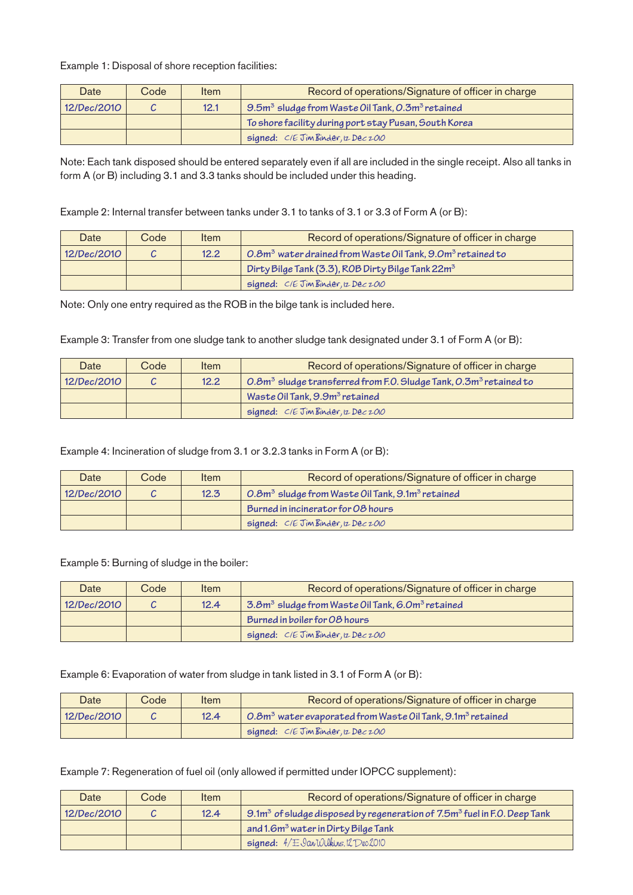Example 1: Disposal of shore reception facilities:

| Date | Code | Item | Record of operations/Signature of officer in charge |
| --- | --- | --- | --- |
| 12/Dec/2010 | C | 12.1 | 9.5m$^3$ sludge from Waste Oil Tank, 0.3m$^3$ retained |
| | | | To shore facility during port stay Pusan, South Korea |
| | | | signed: C/E Jim Binder, 12 Dec 2010 |

Note: Each tank disposed should be entered separately even if all are included in the single receipt. Also all tanks in form A (or B) including 3.1 and 3.3 tanks should be included under this heading.

Example 2: Internal transfer between tanks under 3.1 to tanks of 3.1 or 3.3 of Form A (or B):

| Date | Code | Item | Record of operations/Signature of officer in charge |
| --- | --- | --- | --- |
| 12/Dec/2010 | C | 12.2 | 0.8m$^3$ water drained from Waste Oil Tank, 9.0m$^3$ retained to |
| | | | Dirty Bilge Tank (3.3), ROB Dirty Bilge Tank 22m$^3$ |
| | | | signed: C/E Jim Binder, 12 Dec 2010 |

Note: Only one entry required as the ROB in the bilge tank is included here.

Example 3: Transfer from one sludge tank to another sludge tank designated under 3.1 of Form A (or B):

| Date | Code | Item | Record of operations/Signature of officer in charge |
| --- | --- | --- | --- |
| 12/Dec/2010 | C | 12.2 | 0.8m$^3$ sludge transferred from F.O. Sludge Tank, 0.3m$^3$ retained to |
| | | | Waste Oil Tank, 9.9m$^3$ retained |
| | | | signed: C/E Jim Binder, 12 Dec 2010 |

Example 4: Incineration of sludge from 3.1 or 3.2.3 tanks in Form A (or B):

| Date | Code | Item | Record of operations/Signature of officer in charge |
| --- | --- | --- | --- |
| 12/Dec/2010 | C | 12.3 | 0.8m$^3$ sludge from Waste Oil Tank, 9.1m$^3$ retained |
| | | | Burned in incinerator for 08 hours |
| | | | signed: C/E Jim Binder, 12 Dec 2010 |

Example 5: Burning of sludge in the boiler:

| Date | Code | Item | Record of operations/Signature of officer in charge |
| --- | --- | --- | --- |
| 12/Dec/2010 | C | 12.4 | 3.8m$^3$ sludge from Waste Oil Tank, 6.0m$^3$ retained |
| | | | Burned in boiler for 08 hours |
| | | | signed: C/E Jim Binder, 12 Dec 2010 |

Example 6: Evaporation of water from sludge in tank listed in 3.1 of Form A (or B):

| Date | Code | Item | Record of operations/Signature of officer in charge |
| --- | --- | --- | --- |
| 12/Dec/2010 | C | 12.4 | 0.8m$^3$ water evaporated from Waste Oil Tank, 9.1m$^3$ retained |
| | | | signed: C/E Jim Binder, 12 Dec 2010 |

Example 7: Regeneration of fuel oil (only allowed if permitted under IOPCC supplement):

| Date | Code | Item | Record of operations/Signature of officer in charge |
| --- | --- | --- | --- |
| 12/Dec/2010 | C | 12.4 | 9.1m$^3$ of sludge disposed by regeneration of 7.5m$^3$ fuel in F.O. Deep Tank |
| | | | and 1.6m$^3$ water in Dirty Bilge Tank |
| | | | signed: 4/E Ian Wilkins, 12 Dec 2010 |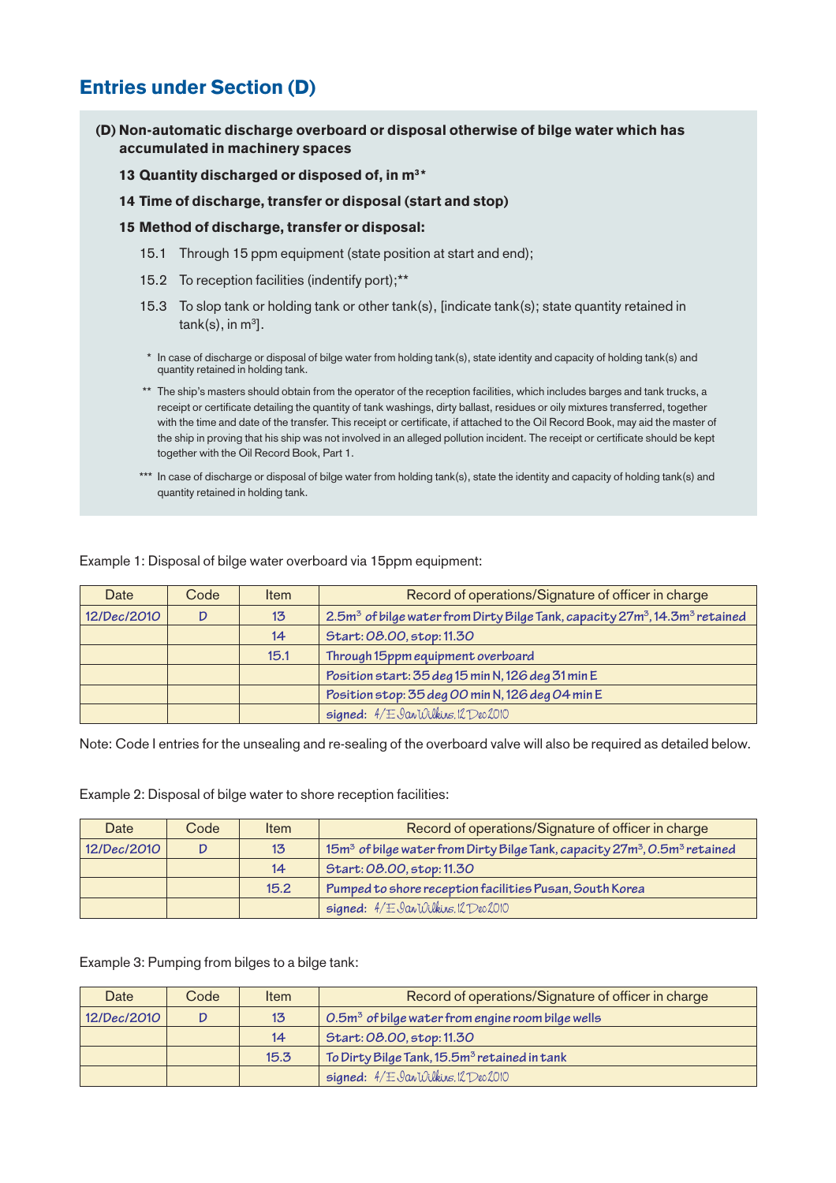## Entries under Section (D)

**(D) Non-automatic discharge overboard or disposal otherwise of bilge water which has accumulated in machinery spaces**

**13 Quantity discharged or disposed of, in m³***

**14 Time of discharge, transfer or disposal (start and stop)**

**15 Method of discharge, transfer or disposal:**

15.1 Through 15 ppm equipment (state position at start and end);

15.2 To reception facilities (indentify port);**

15.3 To slop tank or holding tank or other tank(s), [indicate tank(s); state quantity retained in tank(s), in m³].

\* In case of discharge or disposal of bilge water from holding tank(s), state identity and capacity of holding tank(s) and quantity retained in holding tank.

\** The ship's masters should obtain from the operator of the reception facilities, which includes barges and tank trucks, a receipt or certificate detailing the quantity of tank washings, dirty ballast, residues or oily mixtures transferred, together with the time and date of the transfer. This receipt or certificate, if attached to the Oil Record Book, may aid the master of the ship in proving that his ship was not involved in an alleged pollution incident. The receipt or certificate should be kept together with the Oil Record Book, Part 1.

\*** In case of discharge or disposal of bilge water from holding tank(s), state the identity and capacity of holding tank(s) and quantity retained in holding tank.

Example 1: Disposal of bilge water overboard via 15ppm equipment:

| Date | Code | Item | Record of operations/Signature of officer in charge |
|---|---|---|---|
| 12/Dec/2010 | D | 13 | 2.5m³ of bilge water from Dirty Bilge Tank, capacity 27m³, 14.3m³ retained |
| | | 14 | Start: 08.00, stop: 11.30 |
| | | 15.1 | Through 15ppm equipment overboard |
| | | | Position start: 35 deg 15 min N, 126 deg 31 min E |
| | | | Position stop: 35 deg 00 min N, 126 deg 04 min E |
| | | | signed: 4/E Ian Wilkins. 12 Dec 2010 |

Note: Code I entries for the unsealing and re-sealing of the overboard valve will also be required as detailed below.

Example 2: Disposal of bilge water to shore reception facilities:

| Date | Code | Item | Record of operations/Signature of officer in charge |
|---|---|---|---|
| 12/Dec/2010 | D | 13 | 15m³ of bilge water from Dirty Bilge Tank, capacity 27m³, 0.5m³ retained |
| | | 14 | Start: 08.00, stop: 11.30 |
| | | 15.2 | Pumped to shore reception facilities Pusan, South Korea |
| | | | signed: 4/E Ian Wilkins. 12 Dec 2010 |

Example 3: Pumping from bilges to a bilge tank:

| Date | Code | Item | Record of operations/Signature of officer in charge |
|---|---|---|---|
| 12/Dec/2010 | D | 13 | 0.5m³ of bilge water from engine room bilge wells |
| | | 14 | Start: 08.00, stop: 11.30 |
| | | 15.3 | To Dirty Bilge Tank, 15.5m³ retained in tank |
| | | | signed: 4/E Ian Wilkins. 12 Dec 2010 |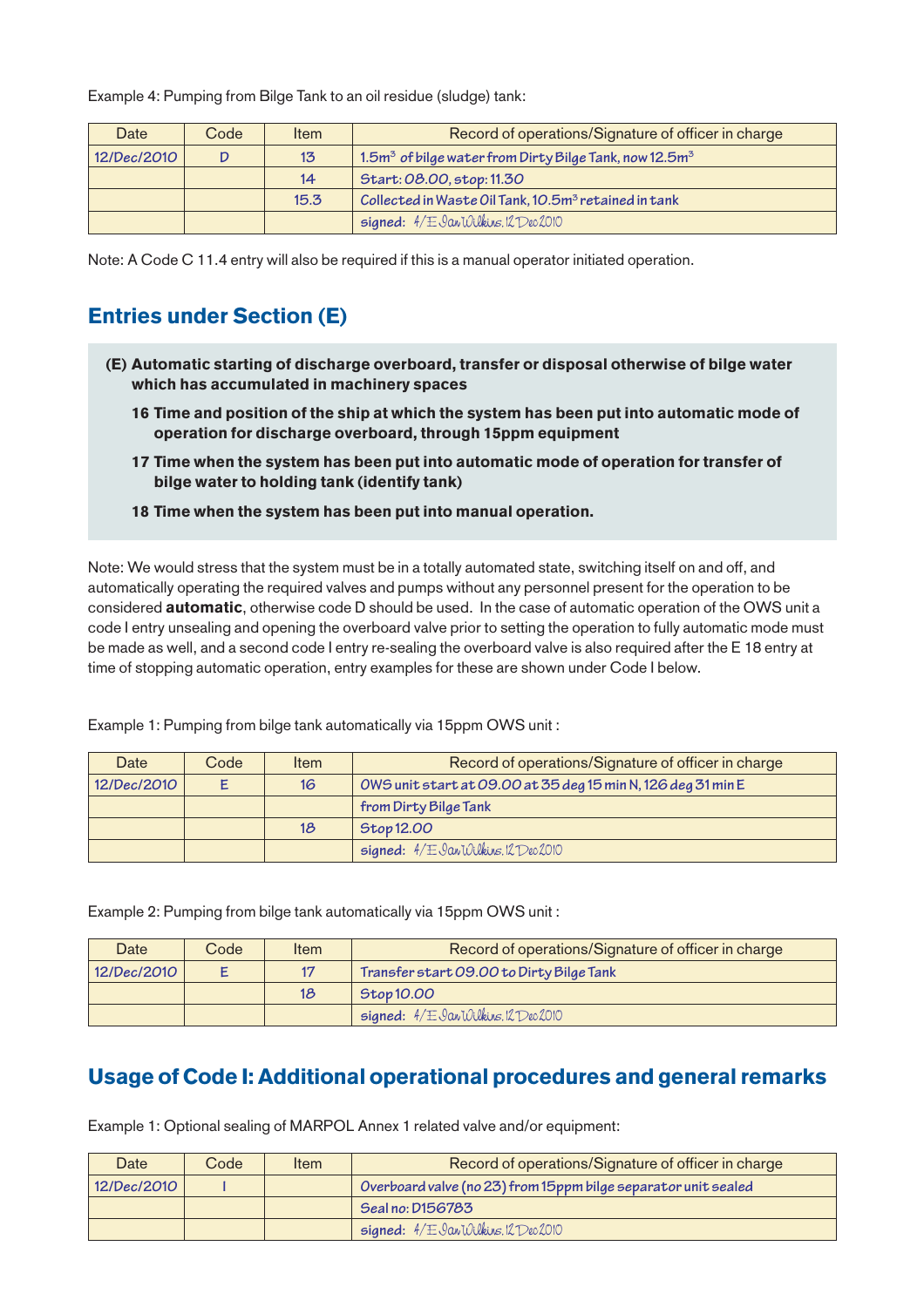Example 4: Pumping from Bilge Tank to an oil residue (sludge) tank:

| Date | Code | Item | Record of operations/Signature of officer in charge |
|---|---|---|---|
| 12/Dec/2010 | D | 13 | $1.5m^3$ of bilge water from Dirty Bilge Tank, now $12.5m^3$ |
| | | 14 | Start: 08.00, stop: 11.30 |
| | | 15.3 | Collected in Waste Oil Tank, $10.5m^3$ retained in tank |
| | | | signed: 4/E Ian Wilkins. 12 Dec 2010 |

Note: A Code C 11.4 entry will also be required if this is a manual operator initiated operation.

## Entries under Section (E)

**(E) Automatic starting of discharge overboard, transfer or disposal otherwise of bilge water which has accumulated in machinery spaces**

**16 Time and position of the ship at which the system has been put into automatic mode of operation for discharge overboard, through 15ppm equipment**

**17 Time when the system has been put into automatic mode of operation for transfer of bilge water to holding tank (identify tank)**

**18 Time when the system has been put into manual operation.**

Note: We would stress that the system must be in a totally automated state, switching itself on and off, and automatically operating the required valves and pumps without any personnel present for the operation to be considered **automatic**, otherwise code D should be used. In the case of automatic operation of the OWS unit a code I entry unsealing and opening the overboard valve prior to setting the operation to fully automatic mode must be made as well, and a second code I entry re-sealing the overboard valve is also required after the E 18 entry at time of stopping automatic operation, entry examples for these are shown under Code I below.

Example 1: Pumping from bilge tank automatically via 15ppm OWS unit :

| Date | Code | Item | Record of operations/Signature of officer in charge |
|---|---|---|---|
| 12/Dec/2010 | E | 16 | OWS unit start at 09.00 at 35 deg 15 min N, 126 deg 31 min E |
| | | | from Dirty Bilge Tank |
| | | 18 | Stop 12.00 |
| | | | signed: 4/E Ian Wilkins. 12 Dec 2010 |

Example 2: Pumping from bilge tank automatically via 15ppm OWS unit :

| Date | Code | Item | Record of operations/Signature of officer in charge |
|---|---|---|---|
| 12/Dec/2010 | E | 17 | Transfer start 09.00 to Dirty Bilge Tank |
| | | 18 | Stop 10.00 |
| | | | signed: 4/E Ian Wilkins. 12 Dec 2010 |

## Usage of Code I: Additional operational procedures and general remarks

Example 1: Optional sealing of MARPOL Annex 1 related valve and/or equipment:

| Date | Code | Item | Record of operations/Signature of officer in charge |
|---|---|---|---|
| 12/Dec/2010 | I | | Overboard valve (no 23) from 15ppm bilge separator unit sealed |
| | | | Seal no: D156783 |
| | | | signed: 4/E Ian Wilkins. 12 Dec 2010 |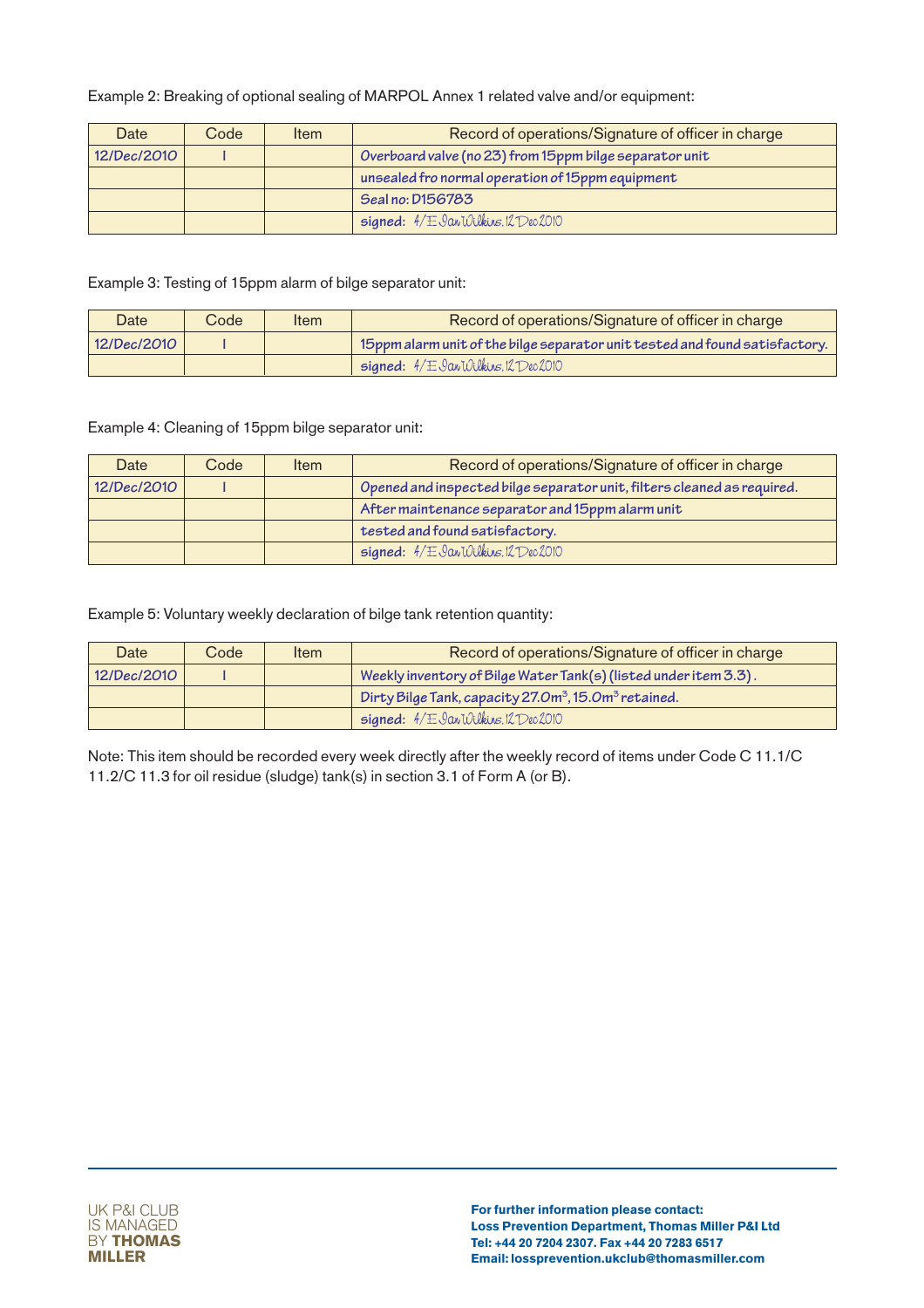Example 2: Breaking of optional sealing of MARPOL Annex 1 related valve and/or equipment:

| Date | Code | Item | Record of operations/Signature of officer in charge |
|---|---|---|---|
| 12/Dec/2010 | I | | Overboard valve (no 23) from 15ppm bilge separator unit |
| | | | unsealed fro normal operation of 15ppm equipment |
| | | | Seal no: D156783 |
| | | | signed: 4/E Ian Wilkins. 12 Dec 2010 |

Example 3: Testing of 15ppm alarm of bilge separator unit:

| Date | Code | Item | Record of operations/Signature of officer in charge |
|---|---|---|---|
| 12/Dec/2010 | I | | 15ppm alarm unit of the bilge separator unit tested and found satisfactory. |
| | | | signed: 4/E Ian Wilkins. 12 Dec 2010 |

Example 4: Cleaning of 15ppm bilge separator unit:

| Date | Code | Item | Record of operations/Signature of officer in charge |
|---|---|---|---|
| 12/Dec/2010 | I | | Opened and inspected bilge separator unit, filters cleaned as required. |
| | | | After maintenance separator and 15ppm alarm unit |
| | | | tested and found satisfactory. |
| | | | signed: 4/E Ian Wilkins. 12 Dec 2010 |

Example 5: Voluntary weekly declaration of bilge tank retention quantity:

| Date | Code | Item | Record of operations/Signature of officer in charge |
|---|---|---|---|
| 12/Dec/2010 | I | | Weekly inventory of Bilge Water Tank(s) (listed under item 3.3). |
| | | | Dirty Bilge Tank, capacity 27.0m$^3$, 15.0m$^3$ retained. |
| | | | signed: 4/E Ian Wilkins. 12 Dec 2010 |

Note: This item should be recorded every week directly after the weekly record of items under Code C 11.1/C 11.2/C 11.3 for oil residue (sludge) tank(s) in section 3.1 of Form A (or B).

UK P&I CLUB IS MANAGED BY **THOMAS MILLER**

**For further information please contact:**
**Loss Prevention Department, Thomas Miller P&I Ltd**
**Tel: +44 20 7204 2307. Fax +44 20 7283 6517**
**Email: lossprevention.ukclub@thomasmiller.com**